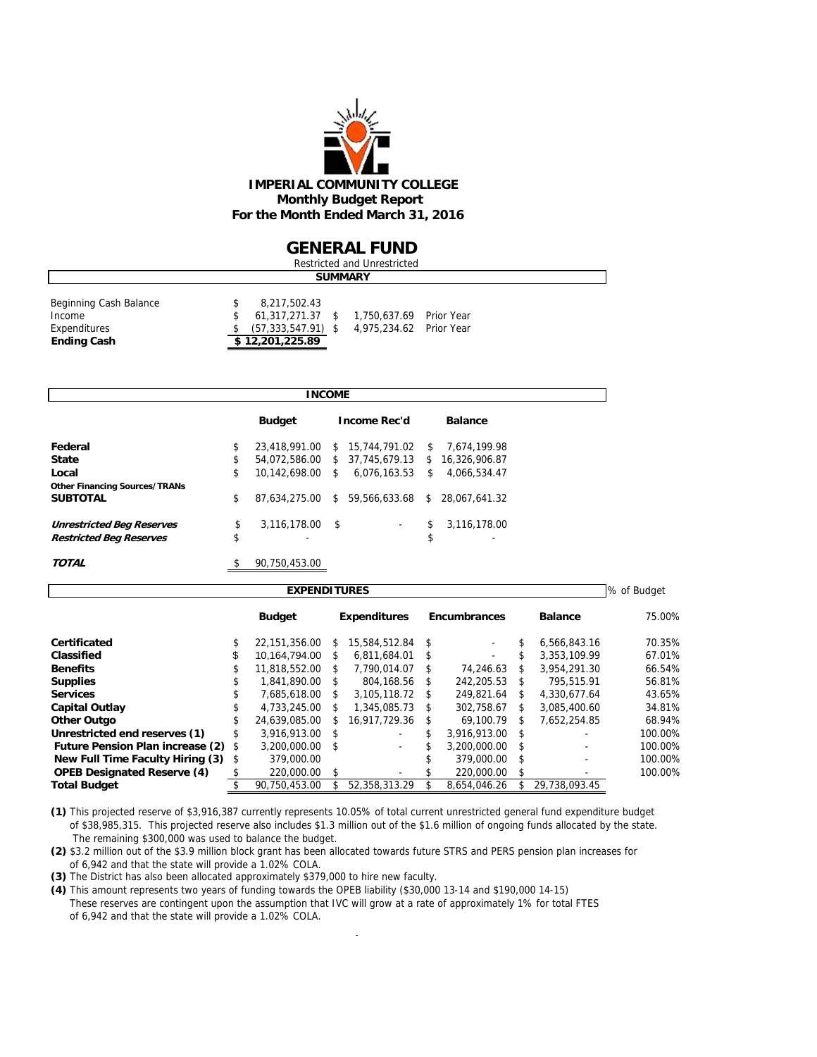# IMPERIAL COMMUNITY COLLEGE
## Monthly Budget Report
## For the Month Ended March 31, 2016

# GENERAL FUND
Restricted and Unrestricted

### SUMMARY

| | | | |
|---|---|---|---|
| Beginning Cash Balance | $ 8,217,502.43 | | |
| Income | $ 61,317,271.37 | $ 1,750,637.69 | Prior Year |
| Expenditures | $ (57,333,547.91) | $ 4,975,234.62 | Prior Year |
| **Ending Cash** | **$ 12,201,225.89** | | |

### INCOME

| | Budget | Income Rec'd | Balance |
|---|---|---|---|
| **Federal** | $ 23,418,991.00 | $ 15,744,791.02 | $ 7,674,199.98 |
| **State** | $ 54,072,586.00 | $ 37,745,679.13 | $ 16,326,906.87 |
| **Local** | $ 10,142,698.00 | $ 6,076,163.53 | $ 4,066,534.47 |
| **Other Financing Sources/TRANs** | | | |
| **SUBTOTAL** | $ 87,634,275.00 | $ 59,566,633.68 | $ 28,067,641.32 |
| ***Unrestricted Beg Reserves*** | $ 3,116,178.00 | $ - | $ 3,116,178.00 |
| ***Restricted Beg Reserves*** | $ - | | $ - |
| ***TOTAL*** | $ 90,750,453.00 | | |

### EXPENDITURES

| | Budget | Expenditures | Encumbrances | Balance | % of Budget 75.00% |
|---|---|---|---|---|---|
| **Certificated** | $ 22,151,356.00 | $ 15,584,512.84 | $ - | $ 6,566,843.16 | 70.35% |
| **Classified** | $ 10,164,794.00 | $ 6,811,684.01 | $ - | $ 3,353,109.99 | 67.01% |
| **Benefits** | $ 11,818,552.00 | $ 7,790,014.07 | $ 74,246.63 | $ 3,954,291.30 | 66.54% |
| **Supplies** | $ 1,841,890.00 | $ 804,168.56 | $ 242,205.53 | $ 795,515.91 | 56.81% |
| **Services** | $ 7,685,618.00 | $ 3,105,118.72 | $ 249,821.64 | $ 4,330,677.64 | 43.65% |
| **Capital Outlay** | $ 4,733,245.00 | $ 1,345,085.73 | $ 302,758.67 | $ 3,085,400.60 | 34.81% |
| **Other Outgo** | $ 24,639,085.00 | $ 16,917,729.36 | $ 69,100.79 | $ 7,652,254.85 | 68.94% |
| **Unrestricted end reserves (1)** | $ 3,916,913.00 | $ - | $ 3,916,913.00 | $ - | 100.00% |
| **Future Pension Plan increase (2)** | $ 3,200,000.00 | $ - | $ 3,200,000.00 | $ - | 100.00% |
| **New Full Time Faculty Hiring (3)** | $ 379,000.00 | | $ 379,000.00 | $ - | 100.00% |
| **OPEB Designated Reserve (4)** | $ 220,000.00 | $ - | $ 220,000.00 | $ - | 100.00% |
| **Total Budget** | $ 90,750,453.00 | $ 52,358,313.29 | $ 8,654,046.26 | $ 29,738,093.45 | |

**(1)** This projected reserve of $3,916,387 currently represents 10.05% of total current unrestricted general fund expenditure budget of $38,985,315. This projected reserve also includes $1.3 million out of the $1.6 million of ongoing funds allocated by the state. The remaining $300,000 was used to balance the budget.

**(2)** $3.2 million out of the $3.9 million block grant has been allocated towards future STRS and PERS pension plan increases for of 6,942 and that the state will provide a 1.02% COLA.

**(3)** The District has also been allocated approximately $379,000 to hire new faculty.

**(4)** This amount represents two years of funding towards the OPEB liability ($30,000 13-14 and $190,000 14-15) These reserves are contingent upon the assumption that IVC will grow at a rate of approximately 1% for total FTES of 6,942 and that the state will provide a 1.02% COLA.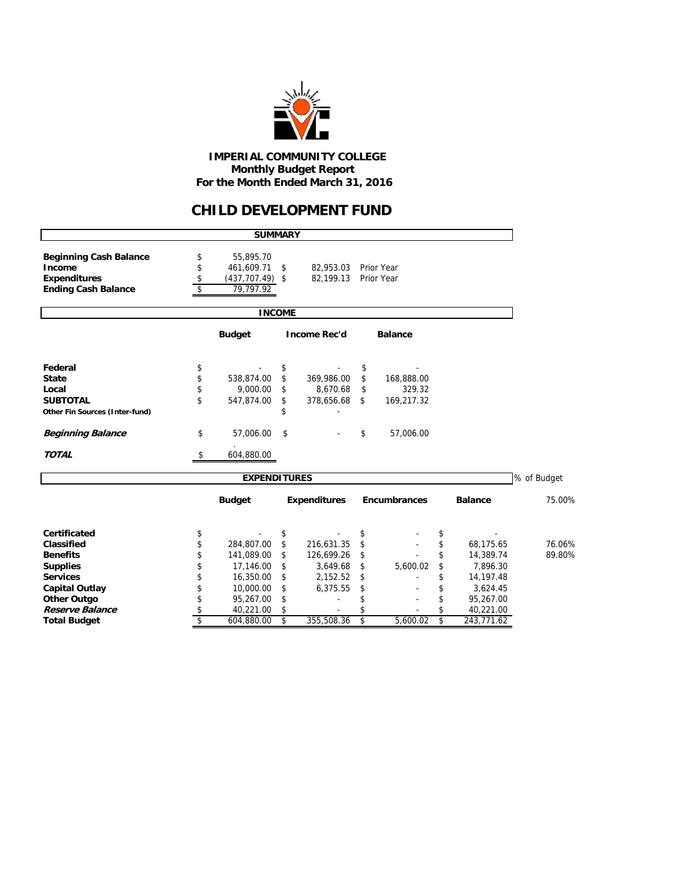**IMPERIAL COMMUNITY COLLEGE**
**Monthly Budget Report**
**For the Month Ended March 31, 2016**

# CHILD DEVELOPMENT FUND

## SUMMARY

| | | | |
|---|---|---|---|
| **Beginning Cash Balance** | $ 55,895.70 | | |
| **Income** | $ 461,609.71 | $ 82,953.03 | Prior Year |
| **Expenditures** | $ (437,707.49) | $ 82,199.13 | Prior Year |
| **Ending Cash Balance** | $ 79,797.92 | | |

## INCOME

| | Budget | Income Rec'd | Balance |
|---|---|---|---|
| **Federal** | $ - | $ - | $ - |
| **State** | $ 538,874.00 | $ 369,986.00 | $ 168,888.00 |
| **Local** | $ 9,000.00 | $ 8,670.68 | $ 329.32 |
| **SUBTOTAL** | $ 547,874.00 | $ 378,656.68 | $ 169,217.32 |
| **Other Fin Sources (Inter-fund)** | | $ - | |
| ***Beginning Balance*** | $ 57,006.00 | $ - | $ 57,006.00 |
| ***TOTAL*** | $ 604,880.00 | | |

## EXPENDITURES

| | Budget | Expenditures | Encumbrances | Balance | % of Budget 75.00% |
|---|---|---|---|---|---|
| **Certificated** | $ - | $ - | $ - | $ - | |
| **Classified** | $ 284,807.00 | $ 216,631.35 | $ - | $ 68,175.65 | 76.06% |
| **Benefits** | $ 141,089.00 | $ 126,699.26 | $ - | $ 14,389.74 | 89.80% |
| **Supplies** | $ 17,146.00 | $ 3,649.68 | $ 5,600.02 | $ 7,896.30 | |
| **Services** | $ 16,350.00 | $ 2,152.52 | $ - | $ 14,197.48 | |
| **Capital Outlay** | $ 10,000.00 | $ 6,375.55 | $ - | $ 3,624.45 | |
| **Other Outgo** | $ 95,267.00 | $ - | $ - | $ 95,267.00 | |
| ***Reserve Balance*** | $ 40,221.00 | $ - | $ - | $ 40,221.00 | |
| **Total Budget** | $ 604,880.00 | $ 355,508.36 | $ 5,600.02 | $ 243,771.62 | |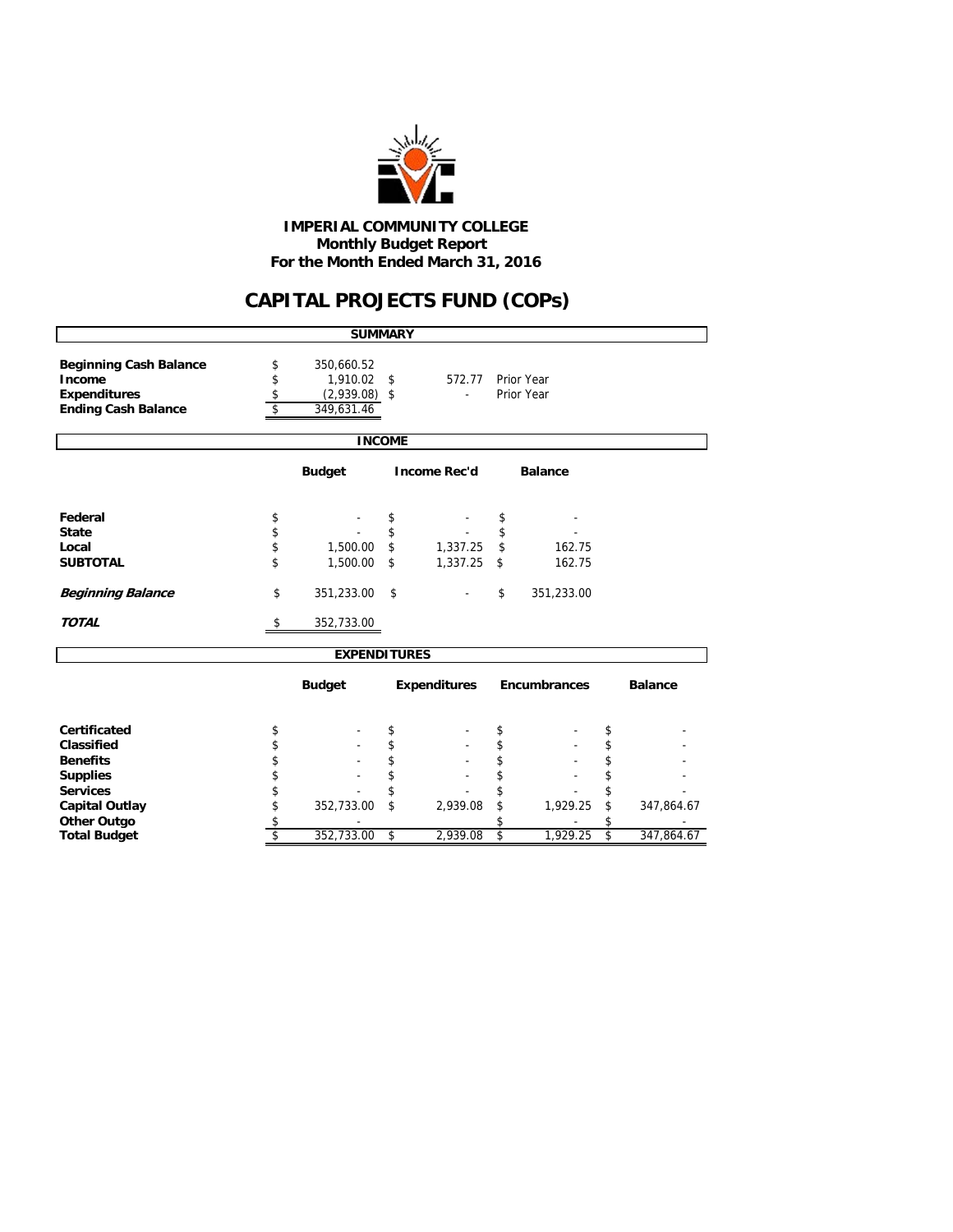**IMPERIAL COMMUNITY COLLEGE**
**Monthly Budget Report**
**For the Month Ended March 31, 2016**

# CAPITAL PROJECTS FUND (COPs)

## SUMMARY

| | | | |
|---|---|---|---|
| **Beginning Cash Balance** | $ 350,660.52 | | |
| **Income** | $ 1,910.02 | $ 572.77 | Prior Year |
| **Expenditures** | $ (2,939.08) | $ - | Prior Year |
| **Ending Cash Balance** | $ 349,631.46 | | |

## INCOME

| | Budget | Income Rec'd | Balance |
|---|---|---|---|
| **Federal** | $ - | $ - | $ - |
| **State** | $ - | $ - | $ - |
| **Local** | $ 1,500.00 | $ 1,337.25 | $ 162.75 |
| **SUBTOTAL** | $ 1,500.00 | $ 1,337.25 | $ 162.75 |
| ***Beginning Balance*** | $ 351,233.00 | $ - | $ 351,233.00 |
| ***TOTAL*** | $ 352,733.00 | | |

## EXPENDITURES

| | Budget | Expenditures | Encumbrances | Balance |
|---|---|---|---|---|
| **Certificated** | $ - | $ - | $ - | $ - |
| **Classified** | $ - | $ - | $ - | $ - |
| **Benefits** | $ - | $ - | $ - | $ - |
| **Supplies** | $ - | $ - | $ - | $ - |
| **Services** | $ - | $ - | $ - | $ - |
| **Capital Outlay** | $ 352,733.00 | $ 2,939.08 | $ 1,929.25 | $ 347,864.67 |
| **Other Outgo** | $ - | | $ - | $ - |
| **Total Budget** | $ 352,733.00 | $ 2,939.08 | $ 1,929.25 | $ 347,864.67 |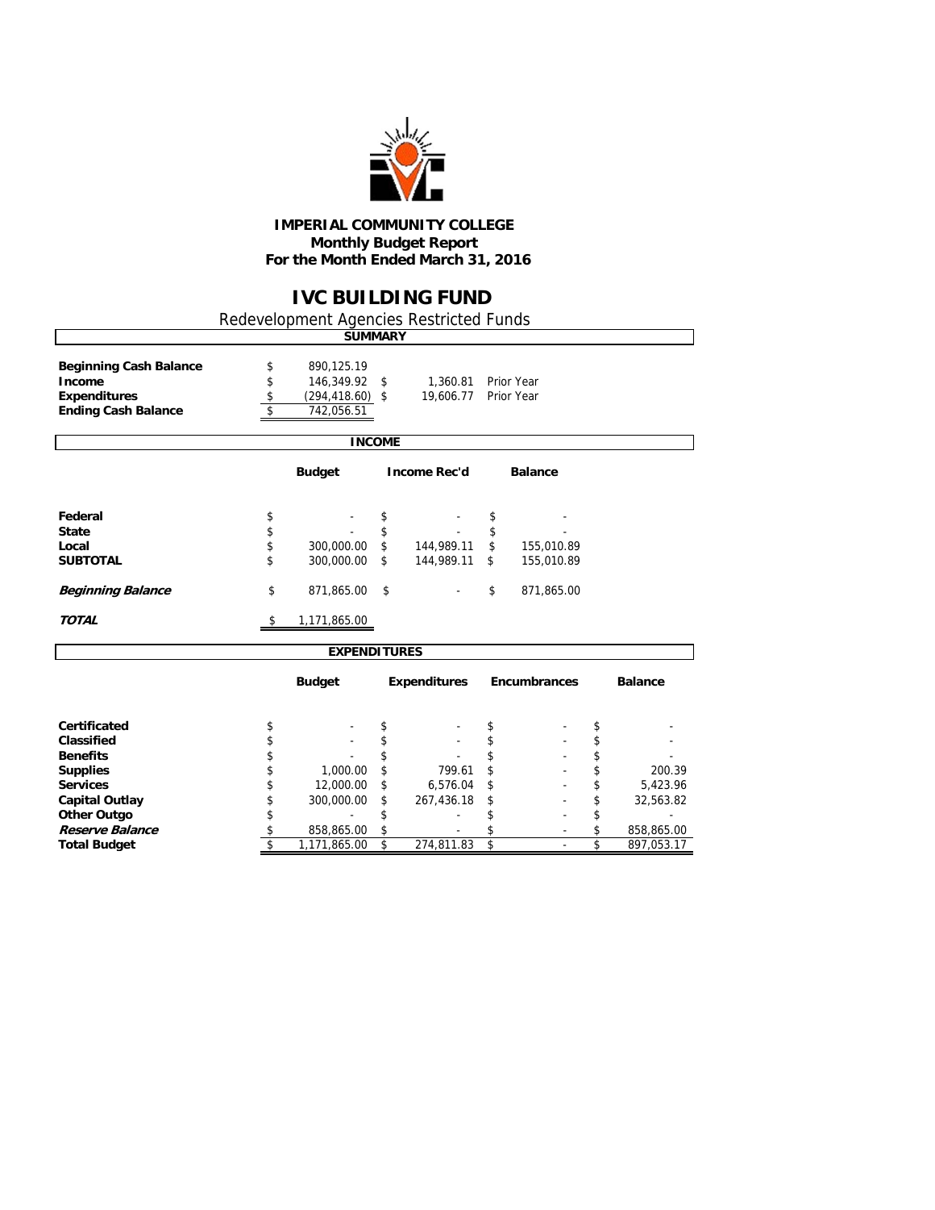**IMPERIAL COMMUNITY COLLEGE**
**Monthly Budget Report**
**For the Month Ended March 31, 2016**

# IVC BUILDING FUND

Redevelopment Agencies Restricted Funds

## SUMMARY

| | | | |
|---|---|---|---|
| **Beginning Cash Balance** | $ 890,125.19 | | |
| **Income** | $ 146,349.92 | $ 1,360.81 | Prior Year |
| **Expenditures** | $ (294,418.60) | $ 19,606.77 | Prior Year |
| **Ending Cash Balance** | $ 742,056.51 | | |

## INCOME

| | Budget | Income Rec'd | Balance |
|---|---|---|---|
| **Federal** | $ - | $ - | $ - |
| **State** | $ - | $ - | $ - |
| **Local** | $ 300,000.00 | $ 144,989.11 | $ 155,010.89 |
| **SUBTOTAL** | $ 300,000.00 | $ 144,989.11 | $ 155,010.89 |
| ***Beginning Balance*** | $ 871,865.00 | $ - | $ 871,865.00 |
| ***TOTAL*** | $ 1,171,865.00 | | |

## EXPENDITURES

| | Budget | Expenditures | Encumbrances | Balance |
|---|---|---|---|---|
| **Certificated** | $ - | $ - | $ - | $ - |
| **Classified** | $ - | $ - | $ - | $ - |
| **Benefits** | $ - | $ - | $ - | $ - |
| **Supplies** | $ 1,000.00 | $ 799.61 | $ - | $ 200.39 |
| **Services** | $ 12,000.00 | $ 6,576.04 | $ - | $ 5,423.96 |
| **Capital Outlay** | $ 300,000.00 | $ 267,436.18 | $ - | $ 32,563.82 |
| **Other Outgo** | $ - | $ - | $ - | $ - |
| ***Reserve Balance*** | $ 858,865.00 | $ - | $ - | $ 858,865.00 |
| **Total Budget** | $ 1,171,865.00 | $ 274,811.83 | $ - | $ 897,053.17 |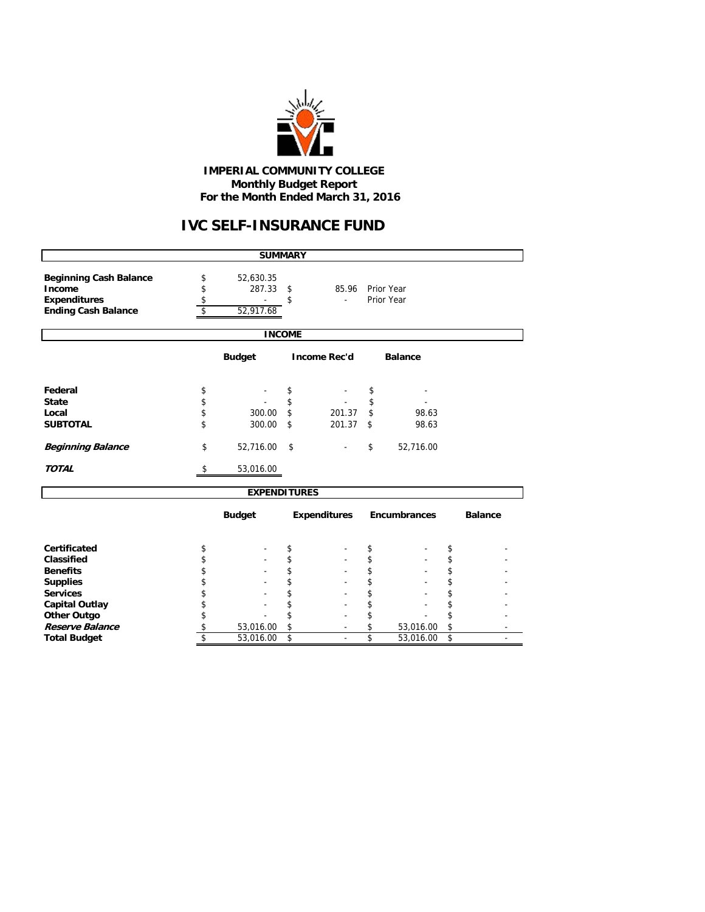**IMPERIAL COMMUNITY COLLEGE**
**Monthly Budget Report**
**For the Month Ended March 31, 2016**

# IVC SELF-INSURANCE FUND

## SUMMARY

| | | | |
|---|---|---|---|
| **Beginning Cash Balance** | $ 52,630.35 | | |
| **Income** | $ 287.33 | $ 85.96 | Prior Year |
| **Expenditures** | $ - | $ - | Prior Year |
| **Ending Cash Balance** | $ 52,917.68 | | |

## INCOME

| | Budget | Income Rec'd | Balance |
|---|---|---|---|
| **Federal** | $ - | $ - | $ - |
| **State** | $ - | $ - | $ - |
| **Local** | $ 300.00 | $ 201.37 | $ 98.63 |
| **SUBTOTAL** | $ 300.00 | $ 201.37 | $ 98.63 |
| ***Beginning Balance*** | $ 52,716.00 | $ - | $ 52,716.00 |
| ***TOTAL*** | $ 53,016.00 | | |

## EXPENDITURES

| | Budget | Expenditures | Encumbrances | Balance |
|---|---|---|---|---|
| **Certificated** | $ - | $ - | $ - | $ - |
| **Classified** | $ - | $ - | $ - | $ - |
| **Benefits** | $ - | $ - | $ - | $ - |
| **Supplies** | $ - | $ - | $ - | $ - |
| **Services** | $ - | $ - | $ - | $ - |
| **Capital Outlay** | $ - | $ - | $ - | $ - |
| **Other Outgo** | $ - | $ - | $ - | $ - |
| ***Reserve Balance*** | $ 53,016.00 | $ - | $ 53,016.00 | $ - |
| **Total Budget** | $ 53,016.00 | $ - | $ 53,016.00 | $ - |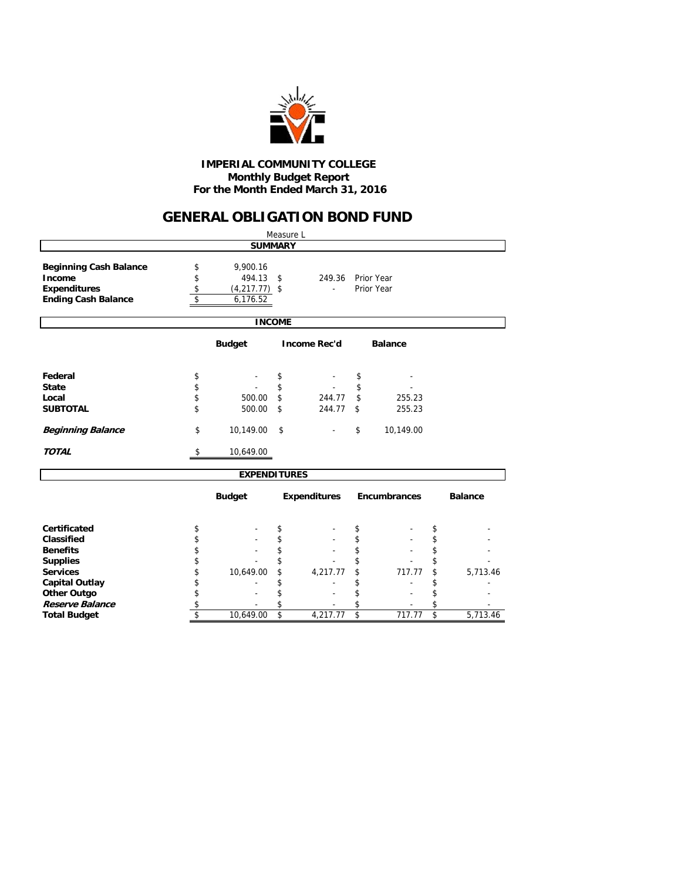**IMPERIAL COMMUNITY COLLEGE**
**Monthly Budget Report**
**For the Month Ended March 31, 2016**

# GENERAL OBLIGATION BOND FUND

Measure L

## SUMMARY

| | | | |
|---|---|---|---|
| **Beginning Cash Balance** | $ 9,900.16 | | |
| **Income** | $ 494.13 | $ 249.36 | Prior Year |
| **Expenditures** | $ (4,217.77) | $ - | Prior Year |
| **Ending Cash Balance** | $ 6,176.52 | | |

## INCOME

| | Budget | Income Rec'd | Balance |
|---|---|---|---|
| **Federal** | $ - | $ - | $ - |
| **State** | $ - | $ - | $ - |
| **Local** | $ 500.00 | $ 244.77 | $ 255.23 |
| **SUBTOTAL** | $ 500.00 | $ 244.77 | $ 255.23 |
| ***Beginning Balance*** | $ 10,149.00 | $ - | $ 10,149.00 |
| ***TOTAL*** | $ 10,649.00 | | |

## EXPENDITURES

| | Budget | Expenditures | Encumbrances | Balance |
|---|---|---|---|---|
| **Certificated** | $ - | $ - | $ - | $ - |
| **Classified** | $ - | $ - | $ - | $ - |
| **Benefits** | $ - | $ - | $ - | $ - |
| **Supplies** | $ - | $ - | $ - | $ - |
| **Services** | $ 10,649.00 | $ 4,217.77 | $ 717.77 | $ 5,713.46 |
| **Capital Outlay** | $ - | $ - | $ - | $ - |
| **Other Outgo** | $ - | $ - | $ - | $ - |
| ***Reserve Balance*** | $ - | $ - | $ - | $ - |
| **Total Budget** | $ 10,649.00 | $ 4,217.77 | $ 717.77 | $ 5,713.46 |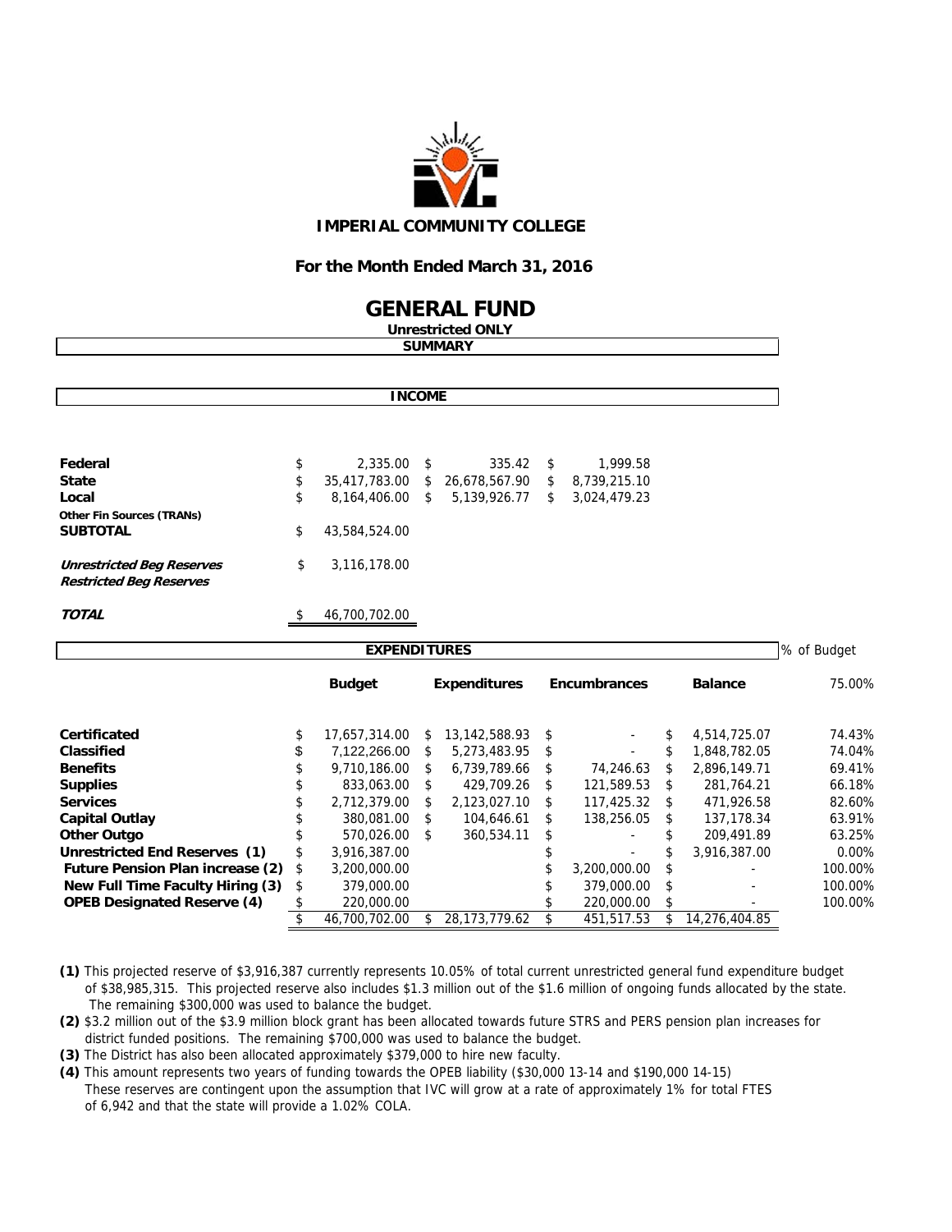# IMPERIAL COMMUNITY COLLEGE

## For the Month Ended March 31, 2016

# GENERAL FUND

**Unrestricted ONLY**

**SUMMARY**

### INCOME

| | | | |
|---|---|---|---|
| **Federal** | $ 2,335.00 | $ 335.42 | $ 1,999.58 |
| **State** | $ 35,417,783.00 | $ 26,678,567.90 | $ 8,739,215.10 |
| **Local** | $ 8,164,406.00 | $ 5,139,926.77 | $ 3,024,479.23 |
| **Other Fin Sources (TRANs)** | | | |
| **SUBTOTAL** | $ 43,584,524.00 | | |
| ***Unrestricted Beg Reserves*** | $ 3,116,178.00 | | |
| ***Restricted Beg Reserves*** | | | |
| ***TOTAL*** | $ 46,700,702.00 | | |

### EXPENDITURES

| | Budget | Expenditures | Encumbrances | Balance | % of Budget 75.00% |
|---|---|---|---|---|---|
| **Certificated** | $ 17,657,314.00 | $ 13,142,588.93 | $ - | $ 4,514,725.07 | 74.43% |
| **Classified** | $ 7,122,266.00 | $ 5,273,483.95 | $ - | $ 1,848,782.05 | 74.04% |
| **Benefits** | $ 9,710,186.00 | $ 6,739,789.66 | $ 74,246.63 | $ 2,896,149.71 | 69.41% |
| **Supplies** | $ 833,063.00 | $ 429,709.26 | $ 121,589.53 | $ 281,764.21 | 66.18% |
| **Services** | $ 2,712,379.00 | $ 2,123,027.10 | $ 117,425.32 | $ 471,926.58 | 82.60% |
| **Capital Outlay** | $ 380,081.00 | $ 104,646.61 | $ 138,256.05 | $ 137,178.34 | 63.91% |
| **Other Outgo** | $ 570,026.00 | $ 360,534.11 | $ - | $ 209,491.89 | 63.25% |
| **Unrestricted End Reserves (1)** | $ 3,916,387.00 | | $ - | $ 3,916,387.00 | 0.00% |
| **Future Pension Plan increase (2)** | $ 3,200,000.00 | | $ 3,200,000.00 | $ - | 100.00% |
| **New Full Time Faculty Hiring (3)** | $ 379,000.00 | | $ 379,000.00 | $ - | 100.00% |
| **OPEB Designated Reserve (4)** | $ 220,000.00 | | $ 220,000.00 | $ - | 100.00% |
| | $ 46,700,702.00 | $ 28,173,779.62 | $ 451,517.53 | $ 14,276,404.85 | |

**(1)** This projected reserve of $3,916,387 currently represents 10.05% of total current unrestricted general fund expenditure budget of $38,985,315. This projected reserve also includes $1.3 million out of the $1.6 million of ongoing funds allocated by the state. The remaining $300,000 was used to balance the budget.

**(2)** $3.2 million out of the $3.9 million block grant has been allocated towards future STRS and PERS pension plan increases for district funded positions. The remaining $700,000 was used to balance the budget.

**(3)** The District has also been allocated approximately $379,000 to hire new faculty.

**(4)** This amount represents two years of funding towards the OPEB liability ($30,000 13-14 and $190,000 14-15)

These reserves are contingent upon the assumption that IVC will grow at a rate of approximately 1% for total FTES of 6,942 and that the state will provide a 1.02% COLA.